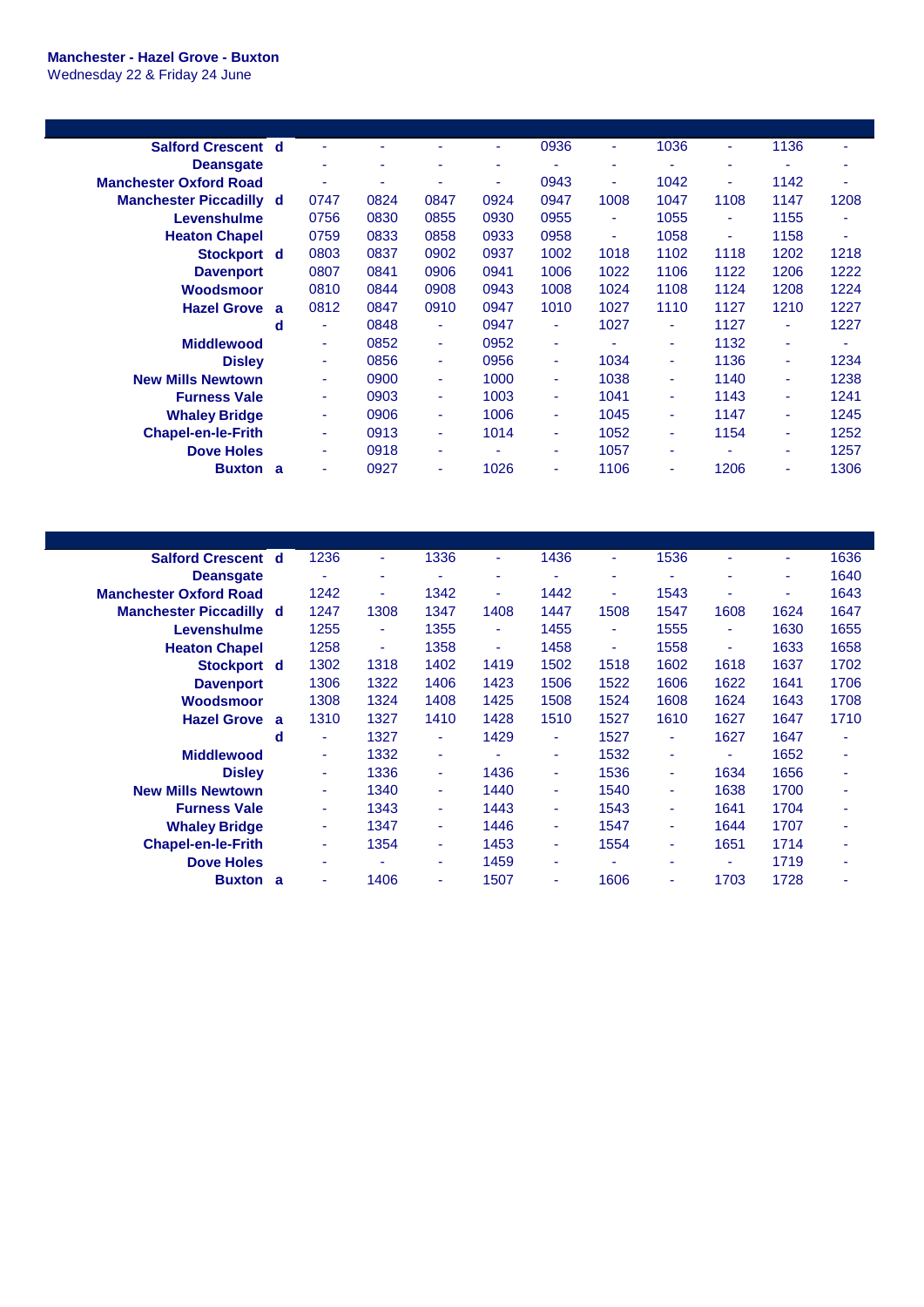**Manchester - Hazel Grove - Buxton**
Wednesday 22 & Friday 24 June

| | | | | | | | | | | | |
|---|---|---|---|---|---|---|---|---|---|---|---|
| **Salford Crescent** | **d** | - | - | - | - | 0936 | - | 1036 | - | 1136 | - |
| **Deansgate** | | - | - | - | - | - | - | - | - | - | - |
| **Manchester Oxford Road** | | - | - | - | - | 0943 | - | 1042 | - | 1142 | - |
| **Manchester Piccadilly** | **d** | 0747 | 0824 | 0847 | 0924 | 0947 | 1008 | 1047 | 1108 | 1147 | 1208 |
| **Levenshulme** | | 0756 | 0830 | 0855 | 0930 | 0955 | - | 1055 | - | 1155 | - |
| **Heaton Chapel** | | 0759 | 0833 | 0858 | 0933 | 0958 | - | 1058 | - | 1158 | - |
| **Stockport** | **d** | 0803 | 0837 | 0902 | 0937 | 1002 | 1018 | 1102 | 1118 | 1202 | 1218 |
| **Davenport** | | 0807 | 0841 | 0906 | 0941 | 1006 | 1022 | 1106 | 1122 | 1206 | 1222 |
| **Woodsmoor** | | 0810 | 0844 | 0908 | 0943 | 1008 | 1024 | 1108 | 1124 | 1208 | 1224 |
| **Hazel Grove** | **a** | 0812 | 0847 | 0910 | 0947 | 1010 | 1027 | 1110 | 1127 | 1210 | 1227 |
| | **d** | - | 0848 | - | 0947 | - | 1027 | - | 1127 | - | 1227 |
| **Middlewood** | | - | 0852 | - | 0952 | - | - | - | 1132 | - | - |
| **Disley** | | - | 0856 | - | 0956 | - | 1034 | - | 1136 | - | 1234 |
| **New Mills Newtown** | | - | 0900 | - | 1000 | - | 1038 | - | 1140 | - | 1238 |
| **Furness Vale** | | - | 0903 | - | 1003 | - | 1041 | - | 1143 | - | 1241 |
| **Whaley Bridge** | | - | 0906 | - | 1006 | - | 1045 | - | 1147 | - | 1245 |
| **Chapel-en-le-Frith** | | - | 0913 | - | 1014 | - | 1052 | - | 1154 | - | 1252 |
| **Dove Holes** | | - | 0918 | - | - | - | 1057 | - | - | - | 1257 |
| **Buxton** | **a** | - | 0927 | - | 1026 | - | 1106 | - | 1206 | - | 1306 |

| | | | | | | | | | | | |
|---|---|---|---|---|---|---|---|---|---|---|---|
| **Salford Crescent** | **d** | 1236 | - | 1336 | - | 1436 | - | 1536 | - | - | 1636 |
| **Deansgate** | | - | - | - | - | - | - | - | - | - | 1640 |
| **Manchester Oxford Road** | | 1242 | - | 1342 | - | 1442 | - | 1543 | - | - | 1643 |
| **Manchester Piccadilly** | **d** | 1247 | 1308 | 1347 | 1408 | 1447 | 1508 | 1547 | 1608 | 1624 | 1647 |
| **Levenshulme** | | 1255 | - | 1355 | - | 1455 | - | 1555 | - | 1630 | 1655 |
| **Heaton Chapel** | | 1258 | - | 1358 | - | 1458 | - | 1558 | - | 1633 | 1658 |
| **Stockport** | **d** | 1302 | 1318 | 1402 | 1419 | 1502 | 1518 | 1602 | 1618 | 1637 | 1702 |
| **Davenport** | | 1306 | 1322 | 1406 | 1423 | 1506 | 1522 | 1606 | 1622 | 1641 | 1706 |
| **Woodsmoor** | | 1308 | 1324 | 1408 | 1425 | 1508 | 1524 | 1608 | 1624 | 1643 | 1708 |
| **Hazel Grove** | **a** | 1310 | 1327 | 1410 | 1428 | 1510 | 1527 | 1610 | 1627 | 1647 | 1710 |
| | **d** | - | 1327 | - | 1429 | - | 1527 | - | 1627 | 1647 | - |
| **Middlewood** | | - | 1332 | - | - | - | 1532 | - | - | 1652 | - |
| **Disley** | | - | 1336 | - | 1436 | - | 1536 | - | 1634 | 1656 | - |
| **New Mills Newtown** | | - | 1340 | - | 1440 | - | 1540 | - | 1638 | 1700 | - |
| **Furness Vale** | | - | 1343 | - | 1443 | - | 1543 | - | 1641 | 1704 | - |
| **Whaley Bridge** | | - | 1347 | - | 1446 | - | 1547 | - | 1644 | 1707 | - |
| **Chapel-en-le-Frith** | | - | 1354 | - | 1453 | - | 1554 | - | 1651 | 1714 | - |
| **Dove Holes** | | - | - | - | 1459 | - | - | - | - | 1719 | - |
| **Buxton** | **a** | - | 1406 | - | 1507 | - | 1606 | - | 1703 | 1728 | - |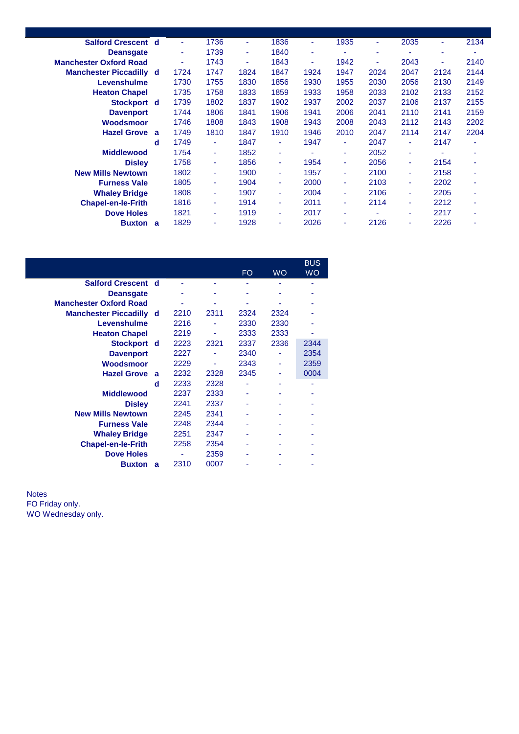| Station | | | | | | | | | | | |
|---|---|---|---|---|---|---|---|---|---|---|---|
| **Salford Crescent** | **d** | - | 1736 | - | 1836 | - | 1935 | - | 2035 | - | 2134 |
| **Deansgate** | | - | 1739 | - | 1840 | - | - | - | - | - | - |
| **Manchester Oxford Road** | | - | 1743 | - | 1843 | - | 1942 | - | 2043 | - | 2140 |
| **Manchester Piccadilly** | **d** | 1724 | 1747 | 1824 | 1847 | 1924 | 1947 | 2024 | 2047 | 2124 | 2144 |
| **Levenshulme** | | 1730 | 1755 | 1830 | 1856 | 1930 | 1955 | 2030 | 2056 | 2130 | 2149 |
| **Heaton Chapel** | | 1735 | 1758 | 1833 | 1859 | 1933 | 1958 | 2033 | 2102 | 2133 | 2152 |
| **Stockport** | **d** | 1739 | 1802 | 1837 | 1902 | 1937 | 2002 | 2037 | 2106 | 2137 | 2155 |
| **Davenport** | | 1744 | 1806 | 1841 | 1906 | 1941 | 2006 | 2041 | 2110 | 2141 | 2159 |
| **Woodsmoor** | | 1746 | 1808 | 1843 | 1908 | 1943 | 2008 | 2043 | 2112 | 2143 | 2202 |
| **Hazel Grove** | **a** | 1749 | 1810 | 1847 | 1910 | 1946 | 2010 | 2047 | 2114 | 2147 | 2204 |
| | **d** | 1749 | - | 1847 | - | 1947 | - | 2047 | - | 2147 | - |
| **Middlewood** | | 1754 | - | 1852 | - | - | - | 2052 | - | - | - |
| **Disley** | | 1758 | - | 1856 | - | 1954 | - | 2056 | - | 2154 | - |
| **New Mills Newtown** | | 1802 | - | 1900 | - | 1957 | - | 2100 | - | 2158 | - |
| **Furness Vale** | | 1805 | - | 1904 | - | 2000 | - | 2103 | - | 2202 | - |
| **Whaley Bridge** | | 1808 | - | 1907 | - | 2004 | - | 2106 | - | 2205 | - |
| **Chapel-en-le-Frith** | | 1816 | - | 1914 | - | 2011 | - | 2114 | - | 2212 | - |
| **Dove Holes** | | 1821 | - | 1919 | - | 2017 | - | - | - | 2217 | - |
| **Buxton** | **a** | 1829 | - | 1928 | - | 2026 | - | 2126 | - | 2226 | - |

| Station | | | | FO | WO | BUS WO |
|---|---|---|---|---|---|---|
| **Salford Crescent** | **d** | - | - | - | - | - |
| **Deansgate** | | - | - | - | - | - |
| **Manchester Oxford Road** | | - | - | - | - | - |
| **Manchester Piccadilly** | **d** | 2210 | 2311 | 2324 | 2324 | - |
| **Levenshulme** | | 2216 | - | 2330 | 2330 | - |
| **Heaton Chapel** | | 2219 | - | 2333 | 2333 | - |
| **Stockport** | **d** | 2223 | 2321 | 2337 | 2336 | 2344 |
| **Davenport** | | 2227 | - | 2340 | - | 2354 |
| **Woodsmoor** | | 2229 | - | 2343 | - | 2359 |
| **Hazel Grove** | **a** | 2232 | 2328 | 2345 | - | 0004 |
| | **d** | 2233 | 2328 | - | - | - |
| **Middlewood** | | 2237 | 2333 | - | - | - |
| **Disley** | | 2241 | 2337 | - | - | - |
| **New Mills Newtown** | | 2245 | 2341 | - | - | - |
| **Furness Vale** | | 2248 | 2344 | - | - | - |
| **Whaley Bridge** | | 2251 | 2347 | - | - | - |
| **Chapel-en-le-Frith** | | 2258 | 2354 | - | - | - |
| **Dove Holes** | | - | 2359 | - | - | - |
| **Buxton** | **a** | 2310 | 0007 | - | - | - |

Notes
FO Friday only.
WO Wednesday only.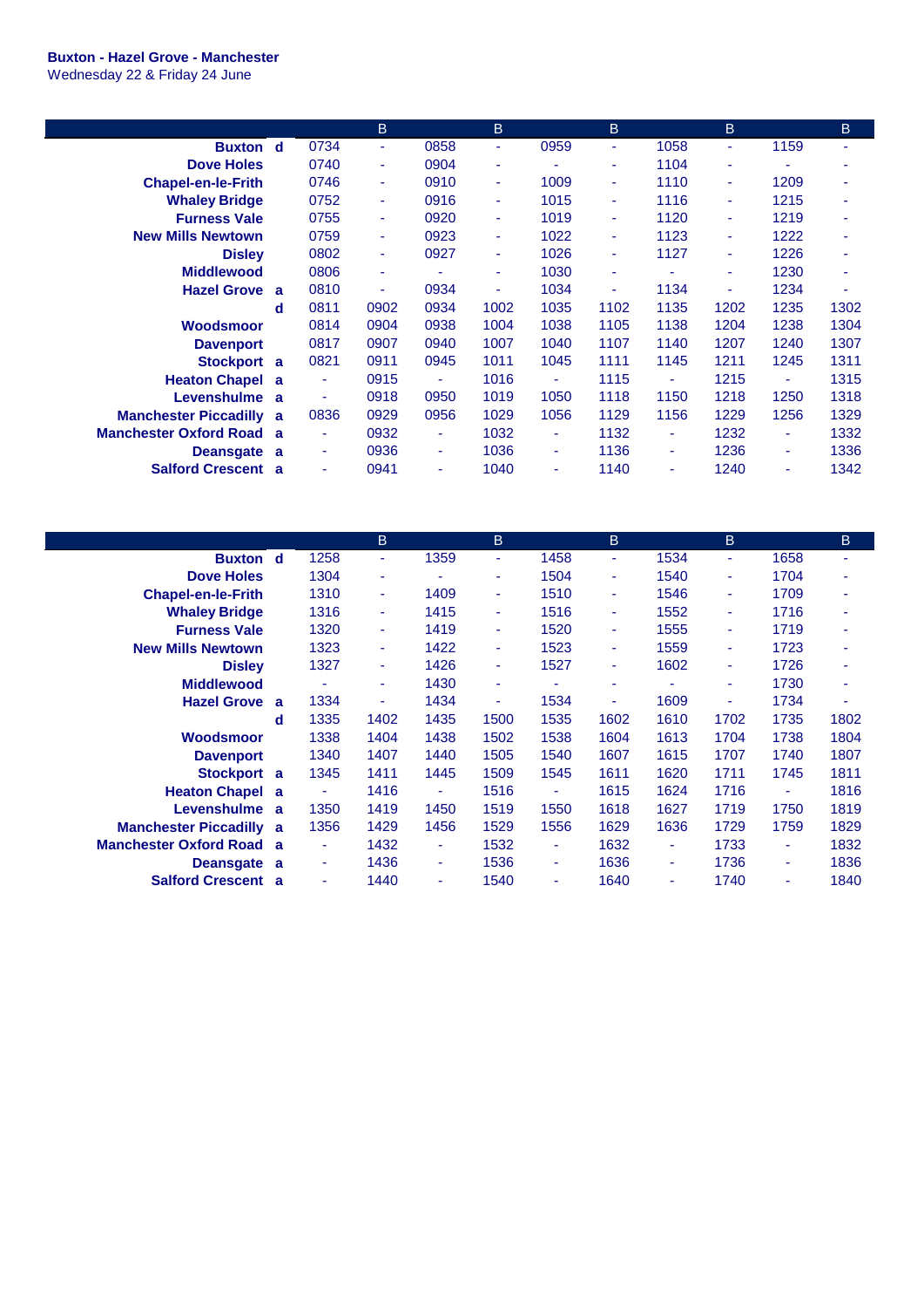**Buxton - Hazel Grove - Manchester**
Wednesday 22 & Friday 24 June

| | | | B | | B | | B | | B | | B |
|---|---|---|---|---|---|---|---|---|---|---|---|
| Buxton | d | 0734 | - | 0858 | - | 0959 | - | 1058 | - | 1159 | - |
| Dove Holes | | 0740 | - | 0904 | - | - | - | 1104 | - | - | - |
| Chapel-en-le-Frith | | 0746 | - | 0910 | - | 1009 | - | 1110 | - | 1209 | - |
| Whaley Bridge | | 0752 | - | 0916 | - | 1015 | - | 1116 | - | 1215 | - |
| Furness Vale | | 0755 | - | 0920 | - | 1019 | - | 1120 | - | 1219 | - |
| New Mills Newtown | | 0759 | - | 0923 | - | 1022 | - | 1123 | - | 1222 | - |
| Disley | | 0802 | - | 0927 | - | 1026 | - | 1127 | - | 1226 | - |
| Middlewood | | 0806 | - | - | - | 1030 | - | - | - | 1230 | - |
| Hazel Grove | a | 0810 | - | 0934 | - | 1034 | - | 1134 | - | 1234 | - |
| | d | 0811 | 0902 | 0934 | 1002 | 1035 | 1102 | 1135 | 1202 | 1235 | 1302 |
| Woodsmoor | | 0814 | 0904 | 0938 | 1004 | 1038 | 1105 | 1138 | 1204 | 1238 | 1304 |
| Davenport | | 0817 | 0907 | 0940 | 1007 | 1040 | 1107 | 1140 | 1207 | 1240 | 1307 |
| Stockport | a | 0821 | 0911 | 0945 | 1011 | 1045 | 1111 | 1145 | 1211 | 1245 | 1311 |
| Heaton Chapel | a | - | 0915 | - | 1016 | - | 1115 | - | 1215 | - | 1315 |
| Levenshulme | a | - | 0918 | 0950 | 1019 | 1050 | 1118 | 1150 | 1218 | 1250 | 1318 |
| Manchester Piccadilly | a | 0836 | 0929 | 0956 | 1029 | 1056 | 1129 | 1156 | 1229 | 1256 | 1329 |
| Manchester Oxford Road | a | - | 0932 | - | 1032 | - | 1132 | - | 1232 | - | 1332 |
| Deansgate | a | - | 0936 | - | 1036 | - | 1136 | - | 1236 | - | 1336 |
| Salford Crescent | a | - | 0941 | - | 1040 | - | 1140 | - | 1240 | - | 1342 |

| | | | B | | B | | B | | B | | B |
|---|---|---|---|---|---|---|---|---|---|---|---|
| Buxton | d | 1258 | - | 1359 | - | 1458 | - | 1534 | - | 1658 | - |
| Dove Holes | | 1304 | - | - | - | 1504 | - | 1540 | - | 1704 | - |
| Chapel-en-le-Frith | | 1310 | - | 1409 | - | 1510 | - | 1546 | - | 1709 | - |
| Whaley Bridge | | 1316 | - | 1415 | - | 1516 | - | 1552 | - | 1716 | - |
| Furness Vale | | 1320 | - | 1419 | - | 1520 | - | 1555 | - | 1719 | - |
| New Mills Newtown | | 1323 | - | 1422 | - | 1523 | - | 1559 | - | 1723 | - |
| Disley | | 1327 | - | 1426 | - | 1527 | - | 1602 | - | 1726 | - |
| Middlewood | | - | - | 1430 | - | - | - | - | - | 1730 | - |
| Hazel Grove | a | 1334 | - | 1434 | - | 1534 | - | 1609 | - | 1734 | - |
| | d | 1335 | 1402 | 1435 | 1500 | 1535 | 1602 | 1610 | 1702 | 1735 | 1802 |
| Woodsmoor | | 1338 | 1404 | 1438 | 1502 | 1538 | 1604 | 1613 | 1704 | 1738 | 1804 |
| Davenport | | 1340 | 1407 | 1440 | 1505 | 1540 | 1607 | 1615 | 1707 | 1740 | 1807 |
| Stockport | a | 1345 | 1411 | 1445 | 1509 | 1545 | 1611 | 1620 | 1711 | 1745 | 1811 |
| Heaton Chapel | a | - | 1416 | - | 1516 | - | 1615 | 1624 | 1716 | - | 1816 |
| Levenshulme | a | 1350 | 1419 | 1450 | 1519 | 1550 | 1618 | 1627 | 1719 | 1750 | 1819 |
| Manchester Piccadilly | a | 1356 | 1429 | 1456 | 1529 | 1556 | 1629 | 1636 | 1729 | 1759 | 1829 |
| Manchester Oxford Road | a | - | 1432 | - | 1532 | - | 1632 | - | 1733 | - | 1832 |
| Deansgate | a | - | 1436 | - | 1536 | - | 1636 | - | 1736 | - | 1836 |
| Salford Crescent | a | - | 1440 | - | 1540 | - | 1640 | - | 1740 | - | 1840 |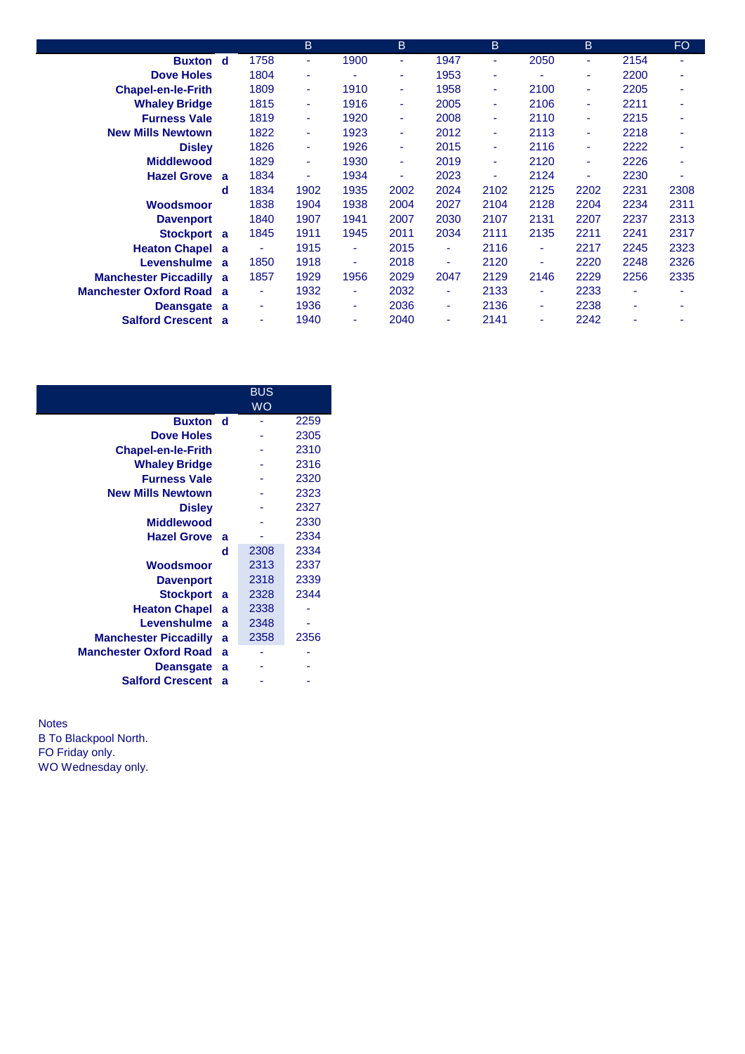| | | | B | | B | | B | | B | | FO |
|---|---|---|---|---|---|---|---|---|---|---|---|
| Buxton | d | 1758 | - | 1900 | - | 1947 | - | 2050 | - | 2154 | - |
| Dove Holes | | 1804 | - | - | - | 1953 | - | - | - | 2200 | - |
| Chapel-en-le-Frith | | 1809 | - | 1910 | - | 1958 | - | 2100 | - | 2205 | - |
| Whaley Bridge | | 1815 | - | 1916 | - | 2005 | - | 2106 | - | 2211 | - |
| Furness Vale | | 1819 | - | 1920 | - | 2008 | - | 2110 | - | 2215 | - |
| New Mills Newtown | | 1822 | - | 1923 | - | 2012 | - | 2113 | - | 2218 | - |
| Disley | | 1826 | - | 1926 | - | 2015 | - | 2116 | - | 2222 | - |
| Middlewood | | 1829 | - | 1930 | - | 2019 | - | 2120 | - | 2226 | - |
| Hazel Grove | a | 1834 | - | 1934 | - | 2023 | - | 2124 | - | 2230 | - |
| | d | 1834 | 1902 | 1935 | 2002 | 2024 | 2102 | 2125 | 2202 | 2231 | 2308 |
| Woodsmoor | | 1838 | 1904 | 1938 | 2004 | 2027 | 2104 | 2128 | 2204 | 2234 | 2311 |
| Davenport | | 1840 | 1907 | 1941 | 2007 | 2030 | 2107 | 2131 | 2207 | 2237 | 2313 |
| Stockport | a | 1845 | 1911 | 1945 | 2011 | 2034 | 2111 | 2135 | 2211 | 2241 | 2317 |
| Heaton Chapel | a | - | 1915 | - | 2015 | - | 2116 | - | 2217 | 2245 | 2323 |
| Levenshulme | a | 1850 | 1918 | - | 2018 | - | 2120 | - | 2220 | 2248 | 2326 |
| Manchester Piccadilly | a | 1857 | 1929 | 1956 | 2029 | 2047 | 2129 | 2146 | 2229 | 2256 | 2335 |
| Manchester Oxford Road | a | - | 1932 | - | 2032 | - | 2133 | - | 2233 | - | - |
| Deansgate | a | - | 1936 | - | 2036 | - | 2136 | - | 2238 | - | - |
| Salford Crescent | a | - | 1940 | - | 2040 | - | 2141 | - | 2242 | - | - |

| | | BUS WO | |
|---|---|---|---|
| Buxton | d | - | 2259 |
| Dove Holes | | - | 2305 |
| Chapel-en-le-Frith | | - | 2310 |
| Whaley Bridge | | - | 2316 |
| Furness Vale | | - | 2320 |
| New Mills Newtown | | - | 2323 |
| Disley | | - | 2327 |
| Middlewood | | - | 2330 |
| Hazel Grove | a | - | 2334 |
| | d | 2308 | 2334 |
| Woodsmoor | | 2313 | 2337 |
| Davenport | | 2318 | 2339 |
| Stockport | a | 2328 | 2344 |
| Heaton Chapel | a | 2338 | - |
| Levenshulme | a | 2348 | - |
| Manchester Piccadilly | a | 2358 | 2356 |
| Manchester Oxford Road | a | - | - |
| Deansgate | a | - | - |
| Salford Crescent | a | - | - |

Notes
B To Blackpool North.
FO Friday only.
WO Wednesday only.